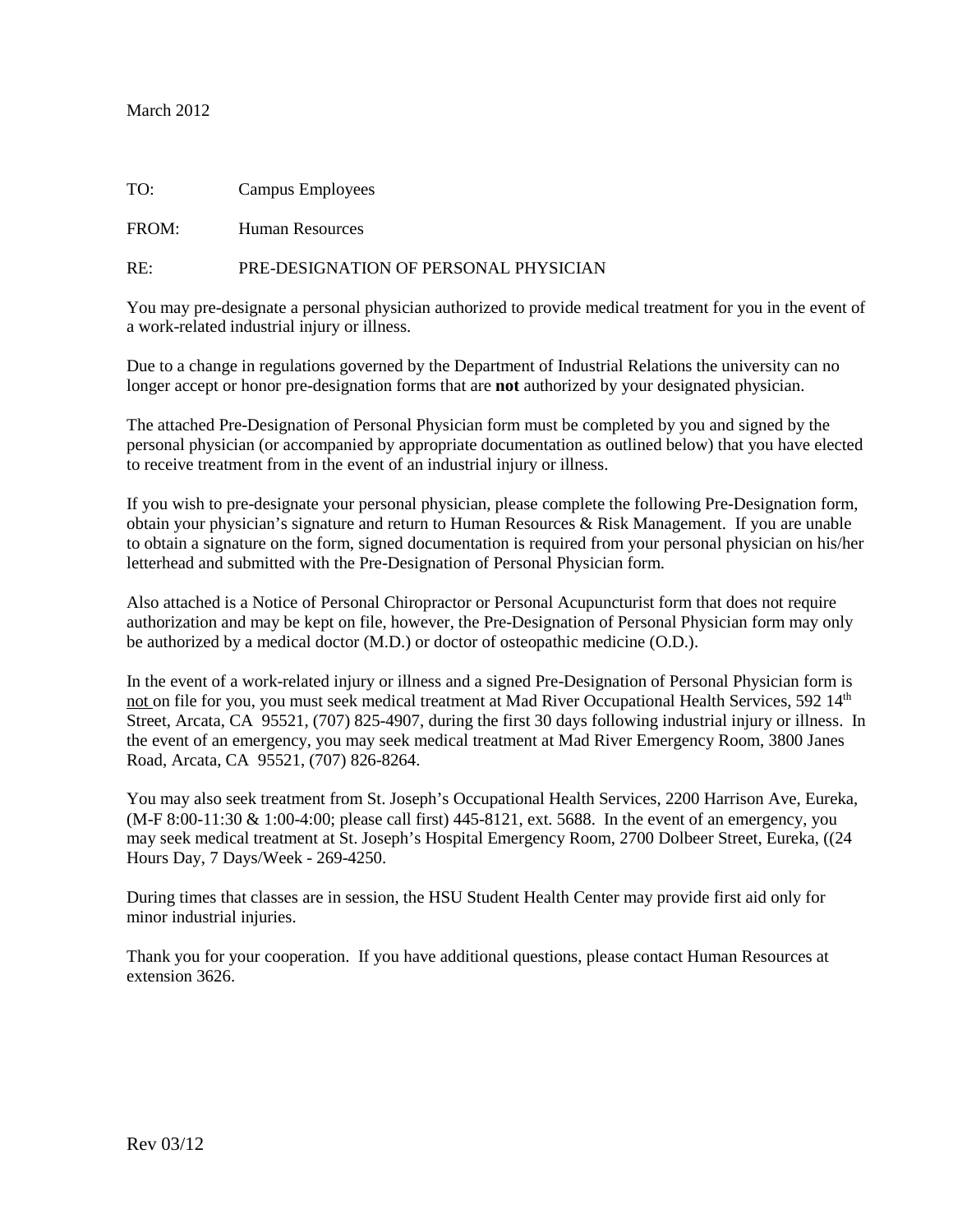March 2012

TO: Campus Employees

FROM: Human Resources

RE: PRE-DESIGNATION OF PERSONAL PHYSICIAN

You may pre-designate a personal physician authorized to provide medical treatment for you in the event of a work-related industrial injury or illness.

Due to a change in regulations governed by the Department of Industrial Relations the university can no longer accept or honor pre-designation forms that are **not** authorized by your designated physician.

The attached Pre-Designation of Personal Physician form must be completed by you and signed by the personal physician (or accompanied by appropriate documentation as outlined below) that you have elected to receive treatment from in the event of an industrial injury or illness.

If you wish to pre-designate your personal physician, please complete the following Pre-Designation form, obtain your physician's signature and return to Human Resources & Risk Management. If you are unable to obtain a signature on the form, signed documentation is required from your personal physician on his/her letterhead and submitted with the Pre-Designation of Personal Physician form.

Also attached is a Notice of Personal Chiropractor or Personal Acupuncturist form that does not require authorization and may be kept on file, however, the Pre-Designation of Personal Physician form may only be authorized by a medical doctor (M.D.) or doctor of osteopathic medicine (O.D.).

In the event of a work-related injury or illness and a signed Pre-Designation of Personal Physician form is not on file for you, you must seek medical treatment at Mad River Occupational Health Services, 592 14th Street, Arcata, CA 95521, (707) 825-4907, during the first 30 days following industrial injury or illness. In the event of an emergency, you may seek medical treatment at Mad River Emergency Room, 3800 Janes Road, Arcata, CA 95521, (707) 826-8264.

You may also seek treatment from St. Joseph's Occupational Health Services, 2200 Harrison Ave, Eureka, (M-F 8:00-11:30 & 1:00-4:00; please call first) 445-8121, ext. 5688. In the event of an emergency, you may seek medical treatment at St. Joseph's Hospital Emergency Room, 2700 Dolbeer Street, Eureka, ((24 Hours Day, 7 Days/Week - 269-4250.

During times that classes are in session, the HSU Student Health Center may provide first aid only for minor industrial injuries.

Thank you for your cooperation. If you have additional questions, please contact Human Resources at extension 3626.

Rev 03/12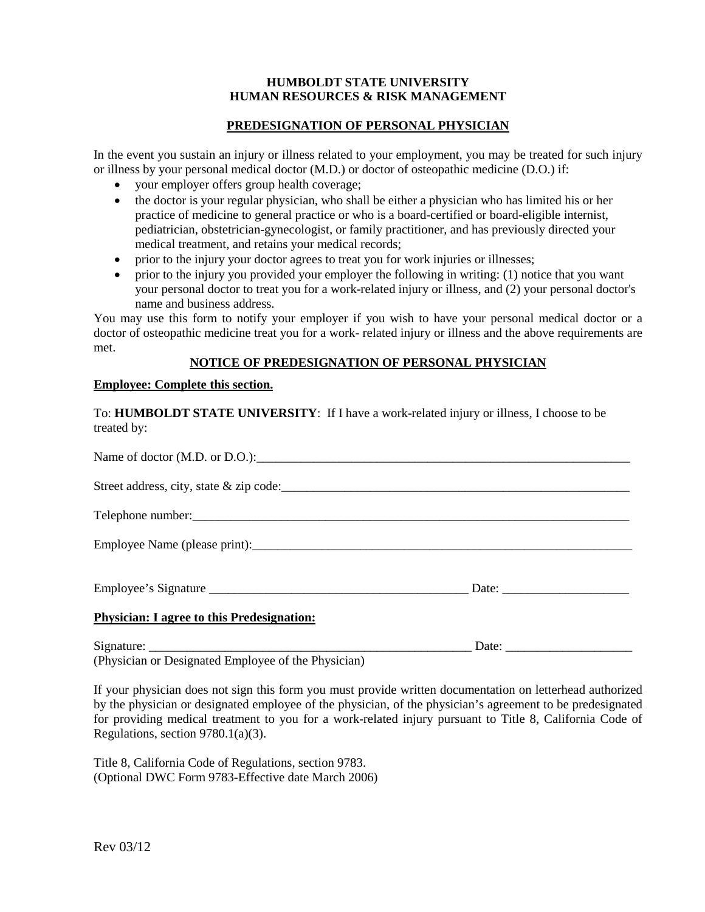**HUMBOLDT STATE UNIVERSITY**
**HUMAN RESOURCES & RISK MANAGEMENT**

**PREDESIGNATION OF PERSONAL PHYSICIAN**

In the event you sustain an injury or illness related to your employment, you may be treated for such injury or illness by your personal medical doctor (M.D.) or doctor of osteopathic medicine (D.O.) if:

- your employer offers group health coverage;
- the doctor is your regular physician, who shall be either a physician who has limited his or her practice of medicine to general practice or who is a board-certified or board-eligible internist, pediatrician, obstetrician-gynecologist, or family practitioner, and has previously directed your medical treatment, and retains your medical records;
- prior to the injury your doctor agrees to treat you for work injuries or illnesses;
- prior to the injury you provided your employer the following in writing: (1) notice that you want your personal doctor to treat you for a work-related injury or illness, and (2) your personal doctor's name and business address.

You may use this form to notify your employer if you wish to have your personal medical doctor or a doctor of osteopathic medicine treat you for a work- related injury or illness and the above requirements are met.

**NOTICE OF PREDESIGNATION OF PERSONAL PHYSICIAN**

**Employee: Complete this section.**

To: **HUMBOLDT STATE UNIVERSITY**: If I have a work-related injury or illness, I choose to be treated by:

Name of doctor (M.D. or D.O.):_______________________________________________________________

Street address, city, state & zip code:__________________________________________________________

Telephone number:_________________________________________________________________________

Employee Name (please print):_______________________________________________________________

Employee's Signature _________________________________________ Date: ____________________

**Physician: I agree to this Predesignation:**

Signature: _____________________________________________________ Date: ____________________
(Physician or Designated Employee of the Physician)

If your physician does not sign this form you must provide written documentation on letterhead authorized by the physician or designated employee of the physician, of the physician's agreement to be predesignated for providing medical treatment to you for a work-related injury pursuant to Title 8, California Code of Regulations, section 9780.1(a)(3).

Title 8, California Code of Regulations, section 9783.
(Optional DWC Form 9783-Effective date March 2006)

Rev 03/12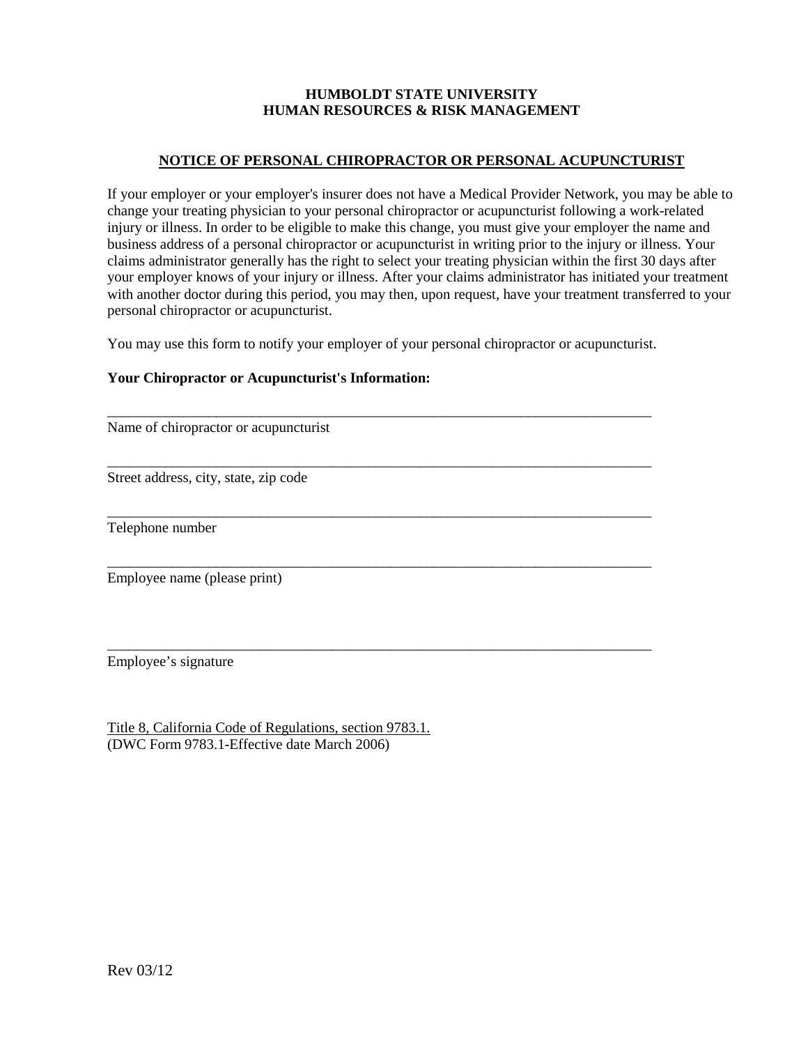**HUMBOLDT STATE UNIVERSITY**
**HUMAN RESOURCES & RISK MANAGEMENT**

## NOTICE OF PERSONAL CHIROPRACTOR OR PERSONAL ACUPUNCTURIST

If your employer or your employer's insurer does not have a Medical Provider Network, you may be able to change your treating physician to your personal chiropractor or acupuncturist following a work-related injury or illness. In order to be eligible to make this change, you must give your employer the name and business address of a personal chiropractor or acupuncturist in writing prior to the injury or illness. Your claims administrator generally has the right to select your treating physician within the first 30 days after your employer knows of your injury or illness. After your claims administrator has initiated your treatment with another doctor during this period, you may then, upon request, have your treatment transferred to your personal chiropractor or acupuncturist.

You may use this form to notify your employer of your personal chiropractor or acupuncturist.

**Your Chiropractor or Acupuncturist's Information:**

_______________________________________________________________________________
Name of chiropractor or acupuncturist

_______________________________________________________________________________
Street address, city, state, zip code

_______________________________________________________________________________
Telephone number

_______________________________________________________________________________
Employee name (please print)

_______________________________________________________________________________
Employee's signature

Title 8, California Code of Regulations, section 9783.1.
(DWC Form 9783.1-Effective date March 2006)

Rev 03/12